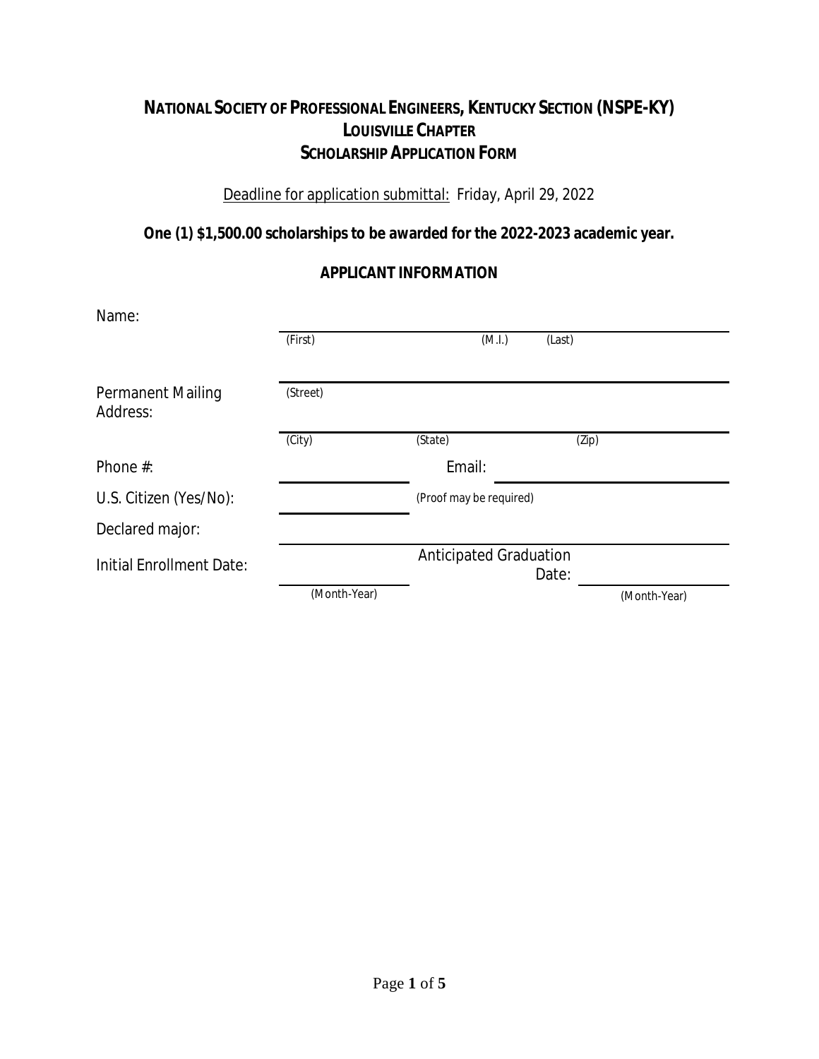# NATIONAL SOCIETY OF PROFESSIONAL ENGINEERS, KENTUCKY SECTION (NSPE-KY)
## LOUISVILLE CHAPTER
## SCHOLARSHIP APPLICATION FORM

Deadline for application submittal: Friday, April 29, 2022

**One (1) $1,500.00 scholarships to be awarded for the 2022-2023 academic year.**

### APPLICANT INFORMATION

Name: ______________________________________________
(First) (M.I.) (Last)

Permanent Mailing Address: ______________________________________________
(Street)

______________________________________________
(City) (State) (Zip)

Phone #: ____________________ Email: ____________________

U.S. Citizen (Yes/No): ____________________ (Proof may be required)

Declared major: ______________________________________________

Initial Enrollment Date: ____________________ Anticipated Graduation Date: ____________________
(Month-Year) (Month-Year)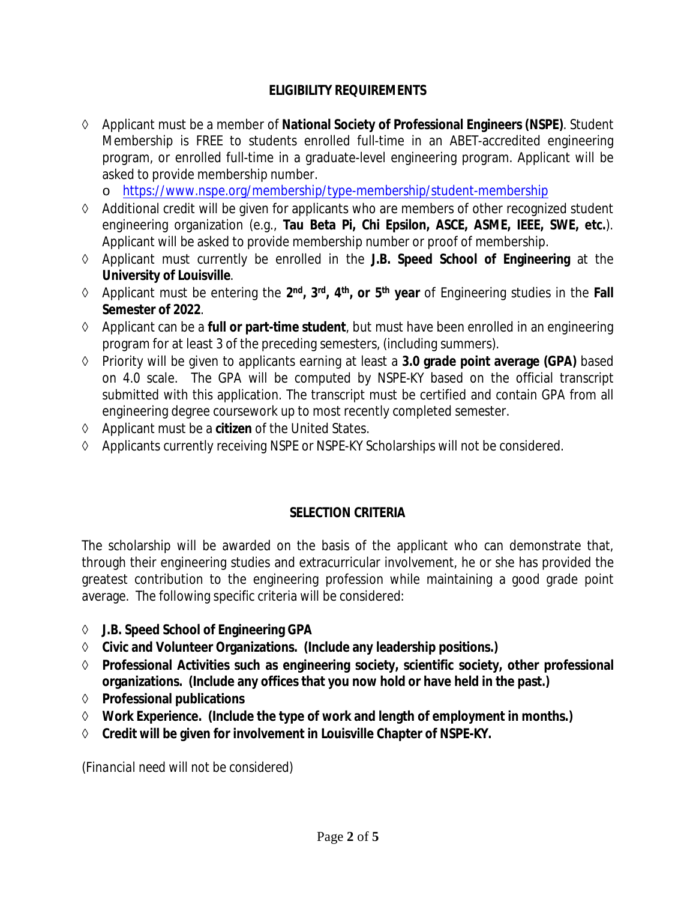## ELIGIBILITY REQUIREMENTS

- Applicant must be a member of **National Society of Professional Engineers (NSPE)**. Student Membership is FREE to students enrolled full-time in an ABET-accredited engineering program, or enrolled full-time in a graduate-level engineering program. Applicant will be asked to provide membership number.
  - https://www.nspe.org/membership/type-membership/student-membership
- Additional credit will be given for applicants who are members of other recognized student engineering organization (e.g., **Tau Beta Pi, Chi Epsilon, ASCE, ASME, IEEE, SWE, etc.**). Applicant will be asked to provide membership number or proof of membership.
- Applicant must currently be enrolled in the **J.B. Speed School of Engineering** at the **University of Louisville**.
- Applicant must be entering the **2nd, 3rd, 4th, or 5th year** of Engineering studies in the **Fall Semester of 2022**.
- Applicant can be a **full or part-time student**, but must have been enrolled in an engineering program for at least 3 of the preceding semesters, (including summers).
- Priority will be given to applicants earning at least a **3.0 grade point average (GPA)** based on 4.0 scale. The GPA will be computed by NSPE-KY based on the official transcript submitted with this application. The transcript must be certified and contain GPA from all engineering degree coursework up to most recently completed semester.
- Applicant must be a **citizen** of the United States.
- Applicants currently receiving NSPE or NSPE-KY Scholarships will not be considered.

## SELECTION CRITERIA

The scholarship will be awarded on the basis of the applicant who can demonstrate that, through their engineering studies and extracurricular involvement, he or she has provided the greatest contribution to the engineering profession while maintaining a good grade point average. The following specific criteria will be considered:

- **J.B. Speed School of Engineering GPA**
- **Civic and Volunteer Organizations. (Include any leadership positions.)**
- **Professional Activities such as engineering society, scientific society, other professional organizations. (Include any offices that you now hold or have held in the past.)**
- **Professional publications**
- **Work Experience. (Include the type of work and length of employment in months.)**
- **Credit will be given for involvement in Louisville Chapter of NSPE-KY.**

*(Financial need will not be considered)*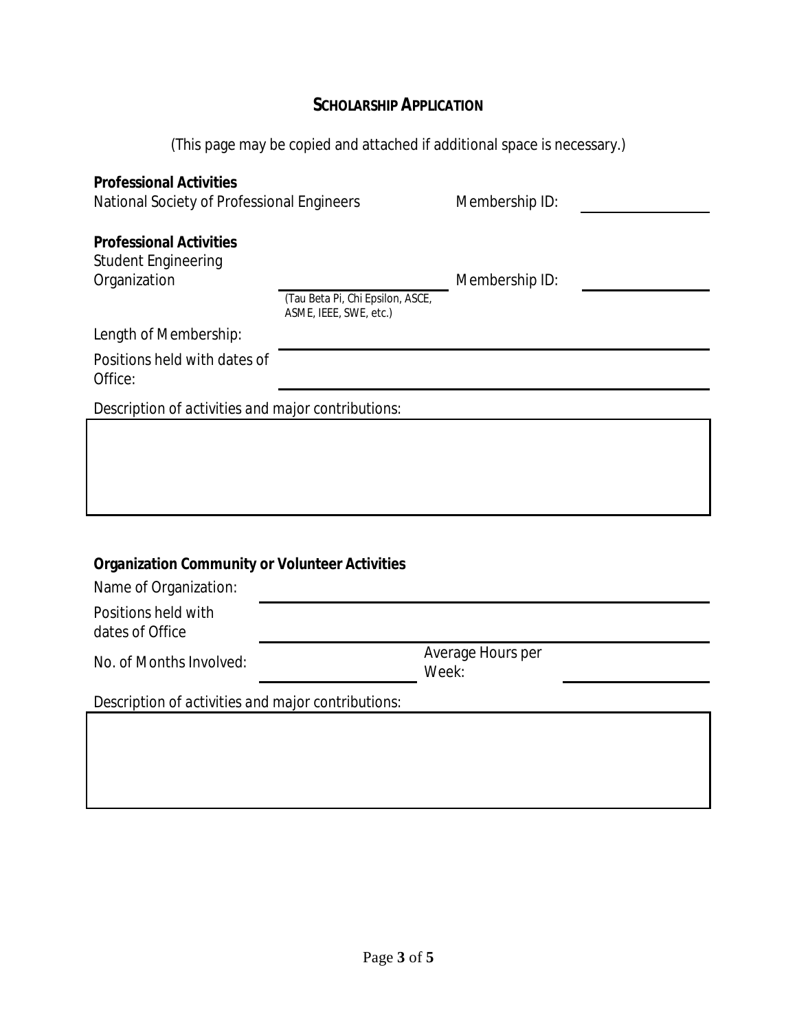## SCHOLARSHIP APPLICATION

(This page may be copied and attached if additional space is necessary.)

**Professional Activities**
National Society of Professional Engineers Membership ID: ________________

**Professional Activities**
Student Engineering Organization ____________________ Membership ID: ________________
(Tau Beta Pi, Chi Epsilon, ASCE, ASME, IEEE, SWE, etc.)

Length of Membership: ________________________________________

Positions held with dates of Office: ________________________________________

Description of activities and major contributions:

|   |
|---|
|   |

**Organization Community or Volunteer Activities**

Name of Organization: ________________________________________

Positions held with dates of Office ________________________________________

No. of Months Involved: ________________ Average Hours per Week: ________________

Description of activities and major contributions:

|   |
|---|
|   |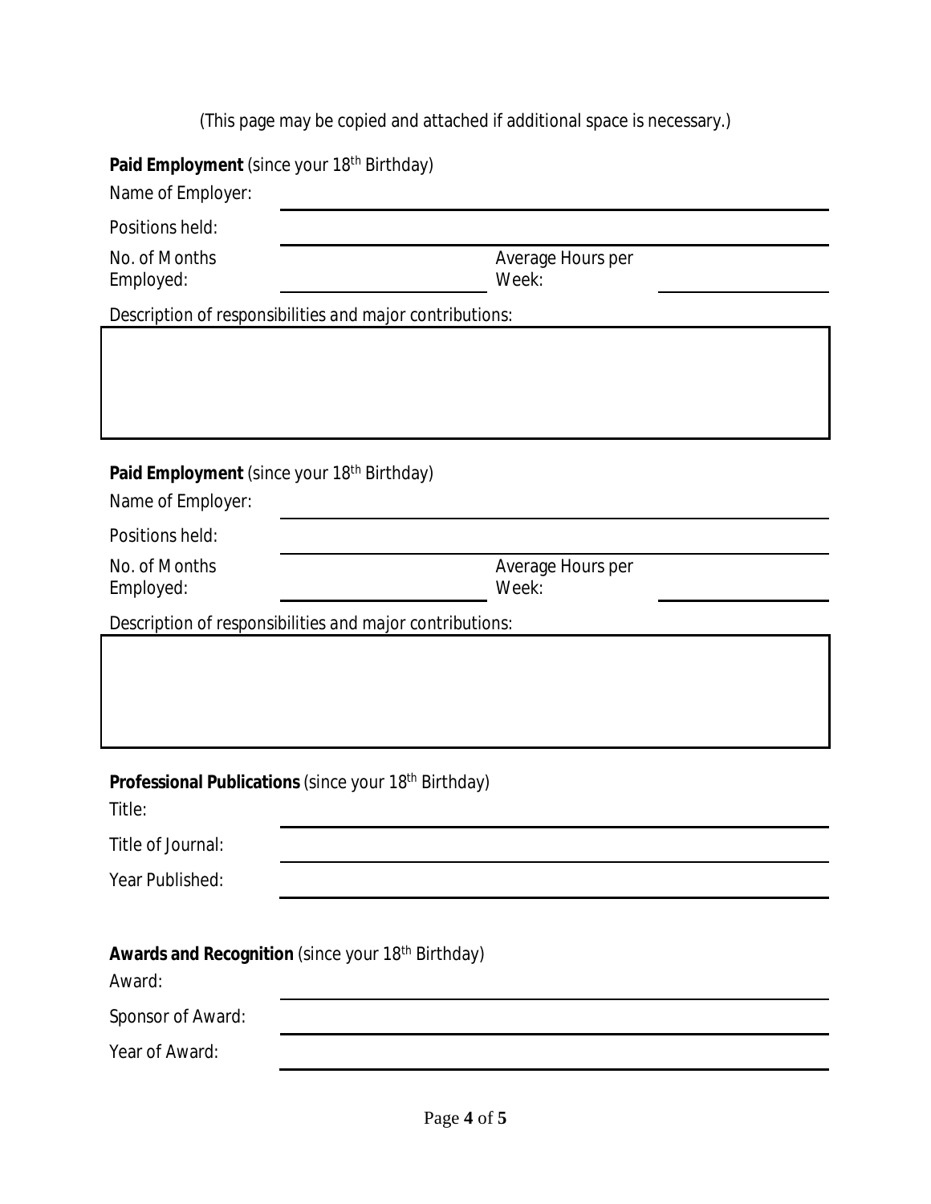(This page may be copied and attached if additional space is necessary.)

**Paid Employment** (since your 18th Birthday)

Name of Employer: ______________________________

Positions held: ______________________________

No. of Months Employed: ______________ Average Hours per Week: ______________

Description of responsibilities and major contributions:

**Paid Employment** (since your 18th Birthday)

Name of Employer: ______________________________

Positions held: ______________________________

No. of Months Employed: ______________ Average Hours per Week: ______________

Description of responsibilities and major contributions:

**Professional Publications** (since your 18th Birthday)

Title: ______________________________

Title of Journal: ______________________________

Year Published: ______________________________

**Awards and Recognition** (since your 18th Birthday)

Award: ______________________________

Sponsor of Award: ______________________________

Year of Award: ______________________________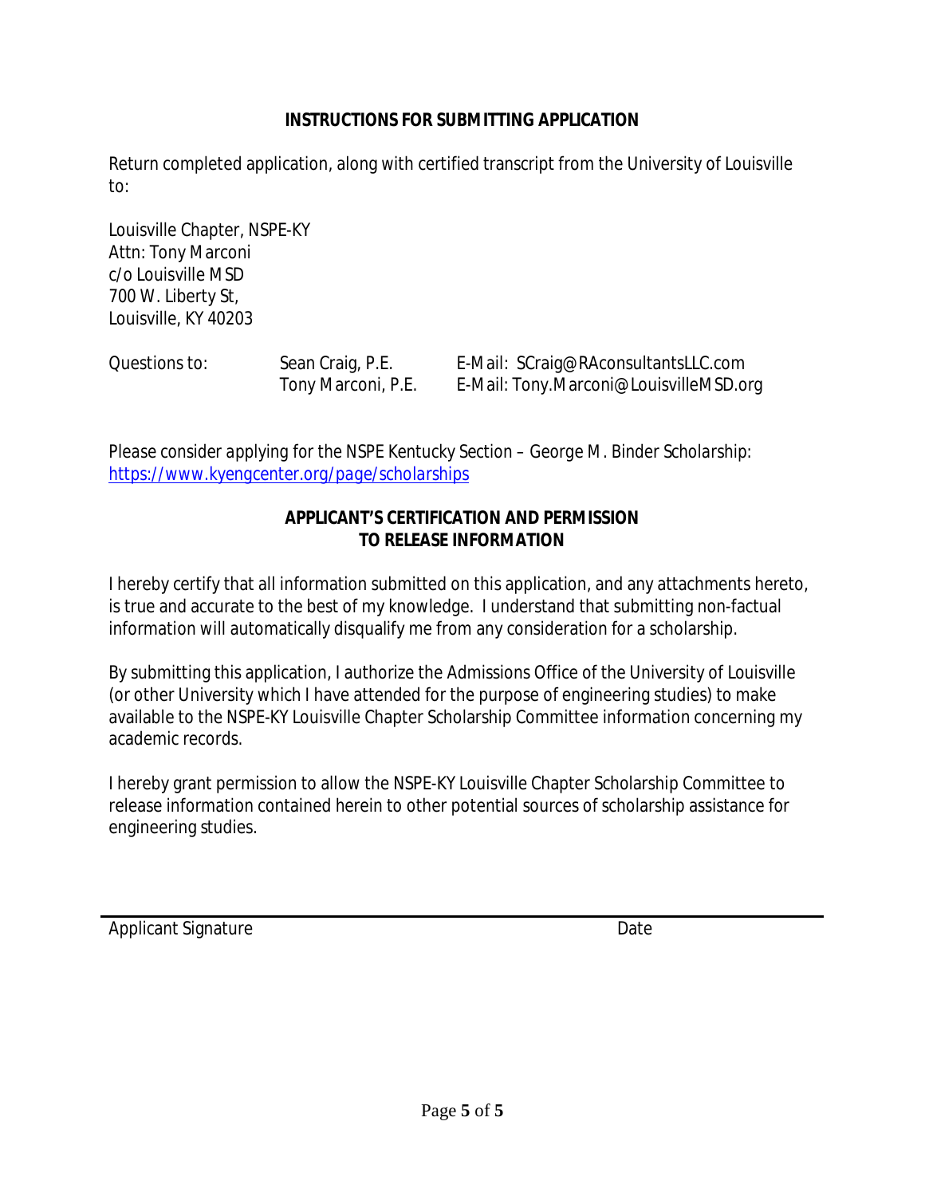**INSTRUCTIONS FOR SUBMITTING APPLICATION**

Return completed application, along with certified transcript from the University of Louisville to:

Louisville Chapter, NSPE-KY
Attn: Tony Marconi
c/o Louisville MSD
700 W. Liberty St,
Louisville, KY 40203

| | | |
|---|---|---|
| Questions to: | Sean Craig, P.E. | E-Mail: SCraig@RAconsultantsLLC.com |
| | Tony Marconi, P.E. | E-Mail: Tony.Marconi@LouisvilleMSD.org |

*Please consider applying for the NSPE Kentucky Section – George M. Binder Scholarship:*
https://www.kyengcenter.org/page/scholarships

**APPLICANT'S CERTIFICATION AND PERMISSION TO RELEASE INFORMATION**

I hereby certify that all information submitted on this application, and any attachments hereto, is true and accurate to the best of my knowledge. I understand that submitting non-factual information will automatically disqualify me from any consideration for a scholarship.

By submitting this application, I authorize the Admissions Office of the University of Louisville (or other University which I have attended for the purpose of engineering studies) to make available to the NSPE-KY Louisville Chapter Scholarship Committee information concerning my academic records.

I hereby grant permission to allow the NSPE-KY Louisville Chapter Scholarship Committee to release information contained herein to other potential sources of scholarship assistance for engineering studies.

______________________________________________________________

Applicant Signature                                                                 Date